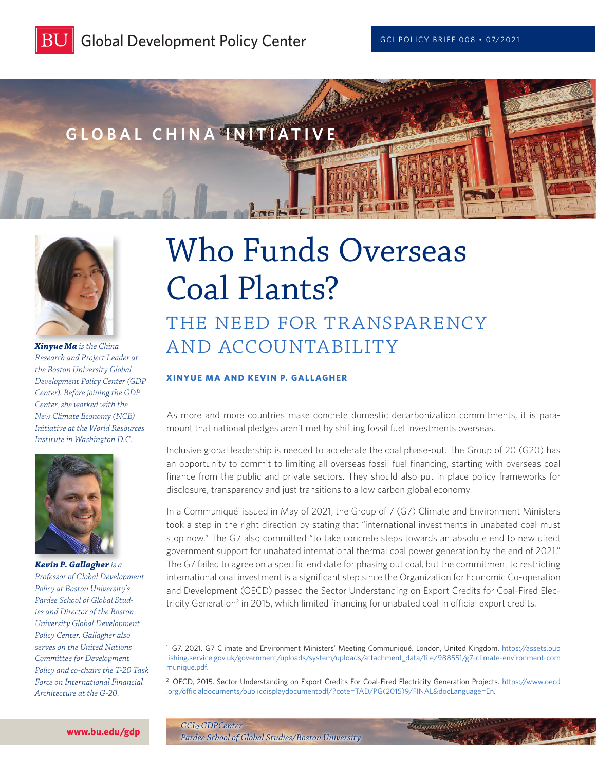Global Development Policy Center

GCI POLICY BRIEF 008 • 07/2021

GLOBAL CHINA INITIATIVE

# Who Funds Overseas Coal Plants?

## THE NEED FOR TRANSPARENCY AND ACCOUNTABILITY

**XINYUE MA AND KEVIN P. GALLAGHER**

***Xinyue Ma*** *is the China Research and Project Leader at the Boston University Global Development Policy Center (GDP Center). Before joining the GDP Center, she worked with the New Climate Economy (NCE) Initiative at the World Resources Institute in Washington D.C.*

***Kevin P. Gallagher*** *is a Professor of Global Development Policy at Boston University's Pardee School of Global Studies and Director of the Boston University Global Development Policy Center. Gallagher also serves on the United Nations Committee for Development Policy and co-chairs the T-20 Task Force on International Financial Architecture at the G-20.*

As more and more countries make concrete domestic decarbonization commitments, it is paramount that national pledges aren't met by shifting fossil fuel investments overseas.

Inclusive global leadership is needed to accelerate the coal phase-out. The Group of 20 (G20) has an opportunity to commit to limiting all overseas fossil fuel financing, starting with overseas coal finance from the public and private sectors. They should also put in place policy frameworks for disclosure, transparency and just transitions to a low carbon global economy.

In a Communiqué[1] issued in May of 2021, the Group of 7 (G7) Climate and Environment Ministers took a step in the right direction by stating that "international investments in unabated coal must stop now." The G7 also committed "to take concrete steps towards an absolute end to new direct government support for unabated international thermal coal power generation by the end of 2021." The G7 failed to agree on a specific end date for phasing out coal, but the commitment to restricting international coal investment is a significant step since the Organization for Economic Co-operation and Development (OECD) passed the Sector Understanding on Export Credits for Coal-Fired Electricity Generation[2] in 2015, which limited financing for unabated coal in official export credits.

---

[1] G7, 2021. G7 Climate and Environment Ministers' Meeting Communiqué. London, United Kingdom. https://assets.publishing.service.gov.uk/government/uploads/system/uploads/attachment_data/file/988551/g7-climate-environment-communique.pdf.

[2] OECD, 2015. Sector Understanding on Export Credits For Coal-Fired Electricity Generation Projects. https://www.oecd.org/officialdocuments/publicdisplaydocumentpdf/?cote=TAD/PG(2015)9/FINAL&docLanguage=En.

www.bu.edu/gdp

*GCI@GDPCenter*
*Pardee School of Global Studies/Boston University*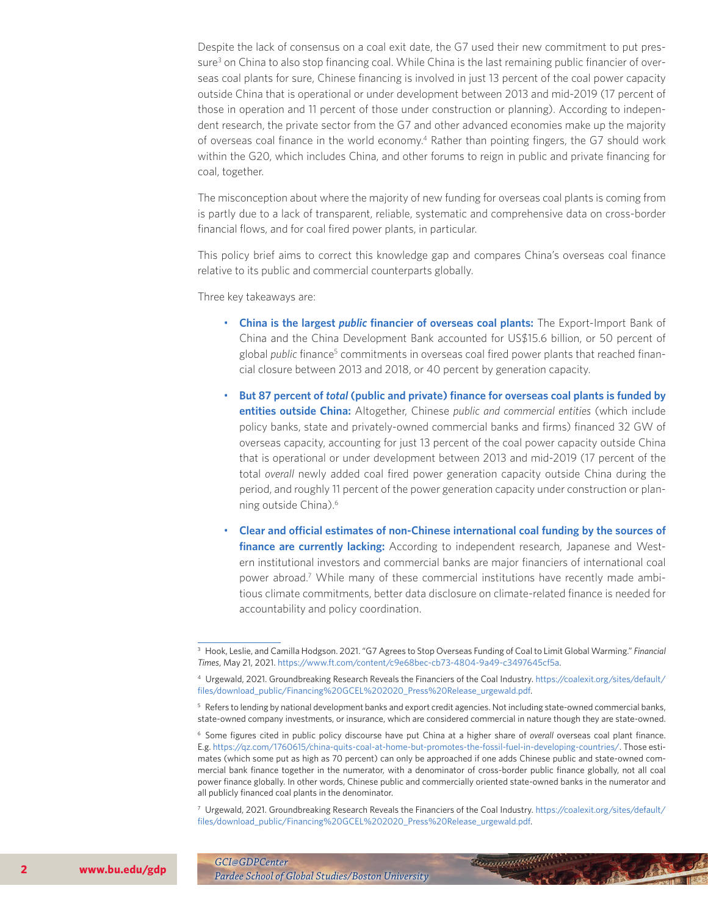Despite the lack of consensus on a coal exit date, the G7 used their new commitment to put pressure[3] on China to also stop financing coal. While China is the last remaining public financier of overseas coal plants for sure, Chinese financing is involved in just 13 percent of the coal power capacity outside China that is operational or under development between 2013 and mid-2019 (17 percent of those in operation and 11 percent of those under construction or planning). According to independent research, the private sector from the G7 and other advanced economies make up the majority of overseas coal finance in the world economy.[4] Rather than pointing fingers, the G7 should work within the G20, which includes China, and other forums to reign in public and private financing for coal, together.

The misconception about where the majority of new funding for overseas coal plants is coming from is partly due to a lack of transparent, reliable, systematic and comprehensive data on cross-border financial flows, and for coal fired power plants, in particular.

This policy brief aims to correct this knowledge gap and compares China's overseas coal finance relative to its public and commercial counterparts globally.

Three key takeaways are:

- **China is the largest *public* financier of overseas coal plants:** The Export-Import Bank of China and the China Development Bank accounted for US$15.6 billion, or 50 percent of global *public* finance[5] commitments in overseas coal fired power plants that reached financial closure between 2013 and 2018, or 40 percent by generation capacity.
- **But 87 percent of *total* (public and private) finance for overseas coal plants is funded by entities outside China:** Altogether, Chinese *public and commercial entities* (which include policy banks, state and privately-owned commercial banks and firms) financed 32 GW of overseas capacity, accounting for just 13 percent of the coal power capacity outside China that is operational or under development between 2013 and mid-2019 (17 percent of the total *overall* newly added coal fired power generation capacity outside China during the period, and roughly 11 percent of the power generation capacity under construction or planning outside China).[6]
- **Clear and official estimates of non-Chinese international coal funding by the sources of finance are currently lacking:** According to independent research, Japanese and Western institutional investors and commercial banks are major financiers of international coal power abroad.[7] While many of these commercial institutions have recently made ambitious climate commitments, better data disclosure on climate-related finance is needed for accountability and policy coordination.

---

[3] Hook, Leslie, and Camilla Hodgson. 2021. "G7 Agrees to Stop Overseas Funding of Coal to Limit Global Warming." *Financial Times*, May 21, 2021. https://www.ft.com/content/c9e68bec-cb73-4804-9a49-c3497645cf5a.

[4] Urgewald, 2021. Groundbreaking Research Reveals the Financiers of the Coal Industry. https://coalexit.org/sites/default/files/download_public/Financing%20GCEL%202020_Press%20Release_urgewald.pdf.

[5] Refers to lending by national development banks and export credit agencies. Not including state-owned commercial banks, state-owned company investments, or insurance, which are considered commercial in nature though they are state-owned.

[6] Some figures cited in public policy discourse have put China at a higher share of *overall* overseas coal plant finance. E.g. https://qz.com/1760615/china-quits-coal-at-home-but-promotes-the-fossil-fuel-in-developing-countries/. Those estimates (which some put as high as 70 percent) can only be approached if one adds Chinese public and state-owned commercial bank finance together in the numerator, with a denominator of cross-border public finance globally, not all coal power finance globally. In other words, Chinese public and commercially oriented state-owned banks in the numerator and all publicly financed coal plants in the denominator.

[7] Urgewald, 2021. Groundbreaking Research Reveals the Financiers of the Coal Industry. https://coalexit.org/sites/default/files/download_public/Financing%20GCEL%202020_Press%20Release_urgewald.pdf.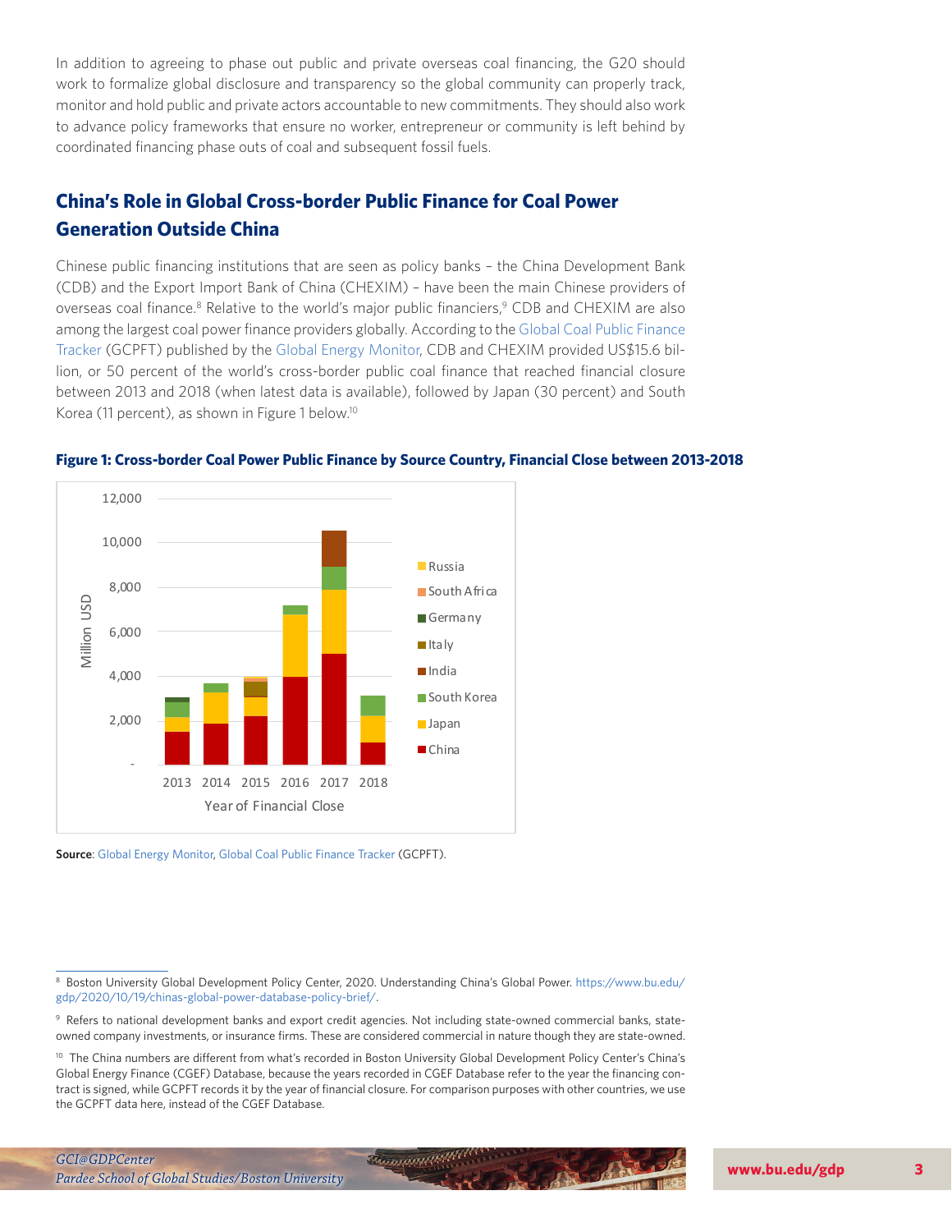In addition to agreeing to phase out public and private overseas coal financing, the G20 should work to formalize global disclosure and transparency so the global community can properly track, monitor and hold public and private actors accountable to new commitments. They should also work to advance policy frameworks that ensure no worker, entrepreneur or community is left behind by coordinated financing phase outs of coal and subsequent fossil fuels.

## China's Role in Global Cross-border Public Finance for Coal Power Generation Outside China

Chinese public financing institutions that are seen as policy banks – the China Development Bank (CDB) and the Export Import Bank of China (CHEXIM) – have been the main Chinese providers of overseas coal finance.[8] Relative to the world's major public financiers,[9] CDB and CHEXIM are also among the largest coal power finance providers globally. According to the Global Coal Public Finance Tracker (GCPFT) published by the Global Energy Monitor, CDB and CHEXIM provided US$15.6 billion, or 50 percent of the world's cross-border public coal finance that reached financial closure between 2013 and 2018 (when latest data is available), followed by Japan (30 percent) and South Korea (11 percent), as shown in Figure 1 below.[10]

**Figure 1: Cross-border Coal Power Public Finance by Source Country, Financial Close between 2013-2018**

**Source**: Global Energy Monitor, Global Coal Public Finance Tracker (GCPFT).

---

[8] Boston University Global Development Policy Center, 2020. Understanding China's Global Power. https://www.bu.edu/gdp/2020/10/19/chinas-global-power-database-policy-brief/.

[9] Refers to national development banks and export credit agencies. Not including state-owned commercial banks, state-owned company investments, or insurance firms. These are considered commercial in nature though they are state-owned.

[10] The China numbers are different from what's recorded in Boston University Global Development Policy Center's China's Global Energy Finance (CGEF) Database, because the years recorded in CGEF Database refer to the year the financing contract is signed, while GCPFT records it by the year of financial closure. For comparison purposes with other countries, we use the GCPFT data here, instead of the CGEF Database.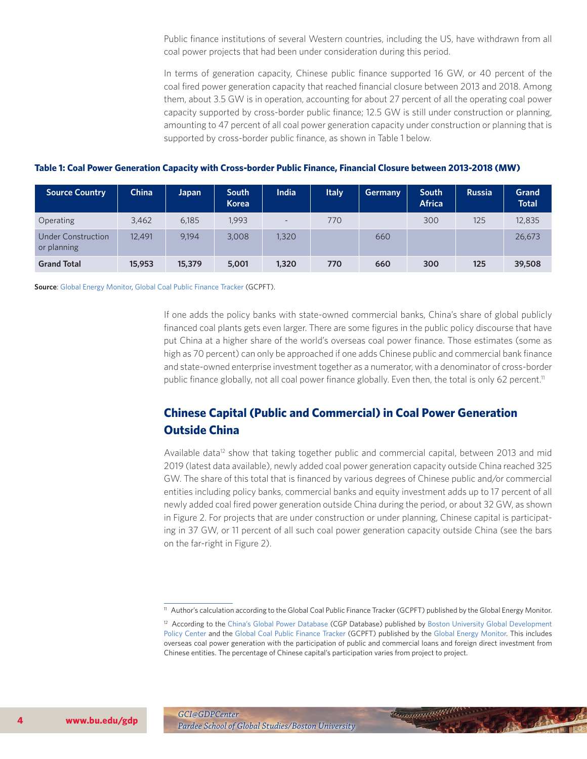Public finance institutions of several Western countries, including the US, have withdrawn from all coal power projects that had been under consideration during this period.

In terms of generation capacity, Chinese public finance supported 16 GW, or 40 percent of the coal fired power generation capacity that reached financial closure between 2013 and 2018. Among them, about 3.5 GW is in operation, accounting for about 27 percent of all the operating coal power capacity supported by cross-border public finance; 12.5 GW is still under construction or planning, amounting to 47 percent of all coal power generation capacity under construction or planning that is supported by cross-border public finance, as shown in Table 1 below.

**Table 1: Coal Power Generation Capacity with Cross-border Public Finance, Financial Closure between 2013-2018 (MW)**

| Source Country | China | Japan | South Korea | India | Italy | Germany | South Africa | Russia | Grand Total |
|---|---|---|---|---|---|---|---|---|---|
| Operating | 3,462 | 6,185 | 1,993 | - | 770 | | 300 | 125 | 12,835 |
| Under Construction or planning | 12,491 | 9,194 | 3,008 | 1,320 | | 660 | | | 26,673 |
| **Grand Total** | **15,953** | **15,379** | **5,001** | **1,320** | **770** | **660** | **300** | **125** | **39,508** |

**Source**: Global Energy Monitor, Global Coal Public Finance Tracker (GCPFT).

If one adds the policy banks with state-owned commercial banks, China's share of global publicly financed coal plants gets even larger. There are some figures in the public policy discourse that have put China at a higher share of the world's overseas coal power finance. Those estimates (some as high as 70 percent) can only be approached if one adds Chinese public and commercial bank finance and state-owned enterprise investment together as a numerator, with a denominator of cross-border public finance globally, not all coal power finance globally. Even then, the total is only 62 percent.[11]

## Chinese Capital (Public and Commercial) in Coal Power Generation Outside China

Available data[12] show that taking together public and commercial capital, between 2013 and mid 2019 (latest data available), newly added coal power generation capacity outside China reached 325 GW. The share of this total that is financed by various degrees of Chinese public and/or commercial entities including policy banks, commercial banks and equity investment adds up to 17 percent of all newly added coal fired power generation outside China during the period, or about 32 GW, as shown in Figure 2. For projects that are under construction or under planning, Chinese capital is participating in 37 GW, or 11 percent of all such coal power generation capacity outside China (see the bars on the far-right in Figure 2).

---

[11] Author's calculation according to the Global Coal Public Finance Tracker (GCPFT) published by the Global Energy Monitor.

[12] According to the China's Global Power Database (CGP Database) published by Boston University Global Development Policy Center and the Global Coal Public Finance Tracker (GCPFT) published by the Global Energy Monitor. This includes overseas coal power generation with the participation of public and commercial loans and foreign direct investment from Chinese entities. The percentage of Chinese capital's participation varies from project to project.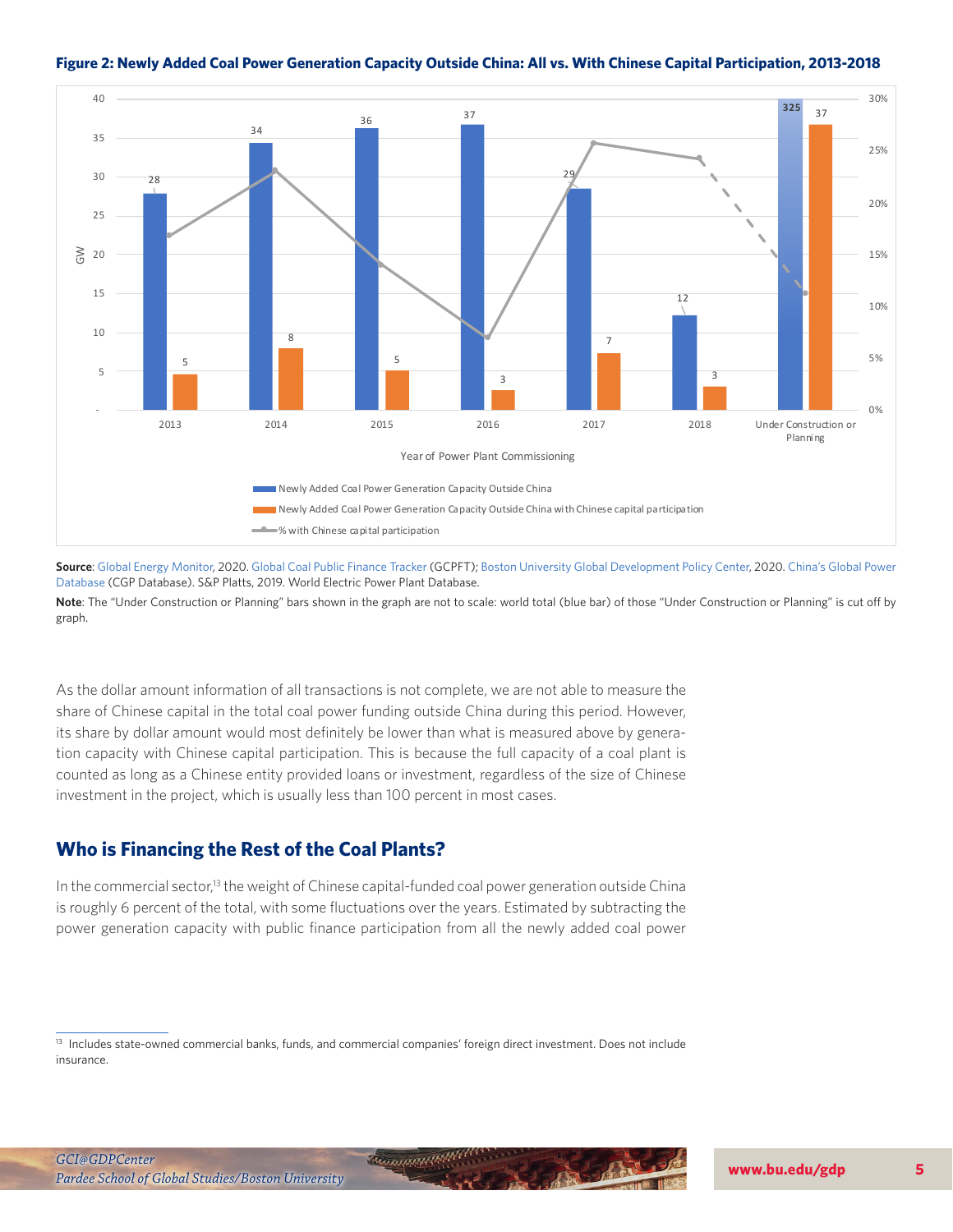**Figure 2: Newly Added Coal Power Generation Capacity Outside China: All vs. With Chinese Capital Participation, 2013-2018**

| Year of Power Plant Commissioning | Newly Added Coal Power Generation Capacity Outside China (GW) | Newly Added Coal Power Generation Capacity Outside China with Chinese capital participation (GW) |
|---|---|---|
| 2013 | 28 | 5 |
| 2014 | 34 | 8 |
| 2015 | 36 | 5 |
| 2016 | 37 | 3 |
| 2017 | 29 | 7 |
| 2018 | 12 | 3 |
| Under Construction or Planning | 325 | 37 |

**Source**: Global Energy Monitor, 2020. Global Coal Public Finance Tracker (GCPFT); Boston University Global Development Policy Center, 2020. China's Global Power Database (CGP Database). S&P Platts, 2019. World Electric Power Plant Database.

**Note**: The "Under Construction or Planning" bars shown in the graph are not to scale: world total (blue bar) of those "Under Construction or Planning" is cut off by graph.

As the dollar amount information of all transactions is not complete, we are not able to measure the share of Chinese capital in the total coal power funding outside China during this period. However, its share by dollar amount would most definitely be lower than what is measured above by generation capacity with Chinese capital participation. This is because the full capacity of a coal plant is counted as long as a Chinese entity provided loans or investment, regardless of the size of Chinese investment in the project, which is usually less than 100 percent in most cases.

## Who is Financing the Rest of the Coal Plants?

In the commercial sector,[13] the weight of Chinese capital-funded coal power generation outside China is roughly 6 percent of the total, with some fluctuations over the years. Estimated by subtracting the power generation capacity with public finance participation from all the newly added coal power

[13] Includes state-owned commercial banks, funds, and commercial companies' foreign direct investment. Does not include insurance.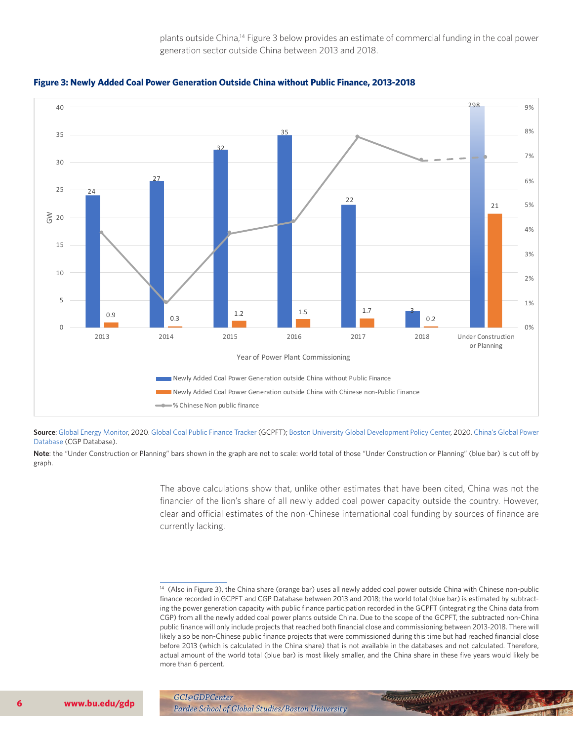plants outside China,[14] Figure 3 below provides an estimate of commercial funding in the coal power generation sector outside China between 2013 and 2018.

**Figure 3: Newly Added Coal Power Generation Outside China without Public Finance, 2013-2018**

| Year of Power Plant Commissioning | Newly Added Coal Power Generation outside China without Public Finance (GW) | Newly Added Coal Power Generation outside China with Chinese non-Public Finance (GW) |
|---|---|---|
| 2013 | 24 | 0.9 |
| 2014 | 27 | 0.3 |
| 2015 | 32 | 1.2 |
| 2016 | 35 | 1.5 |
| 2017 | 22 | 1.7 |
| 2018 | 3 | 0.2 |
| Under Construction or Planning | 298 | 21 |

**Source**: Global Energy Monitor, 2020. Global Coal Public Finance Tracker (GCPFT); Boston University Global Development Policy Center, 2020. China's Global Power Database (CGP Database).

**Note**: the "Under Construction or Planning" bars shown in the graph are not to scale: world total of those "Under Construction or Planning" (blue bar) is cut off by graph.

The above calculations show that, unlike other estimates that have been cited, China was not the financier of the lion's share of all newly added coal power capacity outside the country. However, clear and official estimates of the non-Chinese international coal funding by sources of finance are currently lacking.

---

[14] (Also in Figure 3), the China share (orange bar) uses all newly added coal power outside China with Chinese non-public finance recorded in GCPFT and CGP Database between 2013 and 2018; the world total (blue bar) is estimated by subtracting the power generation capacity with public finance participation recorded in the GCPFT (integrating the China data from CGP) from all the newly added coal power plants outside China. Due to the scope of the GCPFT, the subtracted non-China public finance will only include projects that reached both financial close and commissioning between 2013-2018. There will likely also be non-Chinese public finance projects that were commissioned during this time but had reached financial close before 2013 (which is calculated in the China share) that is not available in the databases and not calculated. Therefore, actual amount of the world total (blue bar) is most likely smaller, and the China share in these five years would likely be more than 6 percent.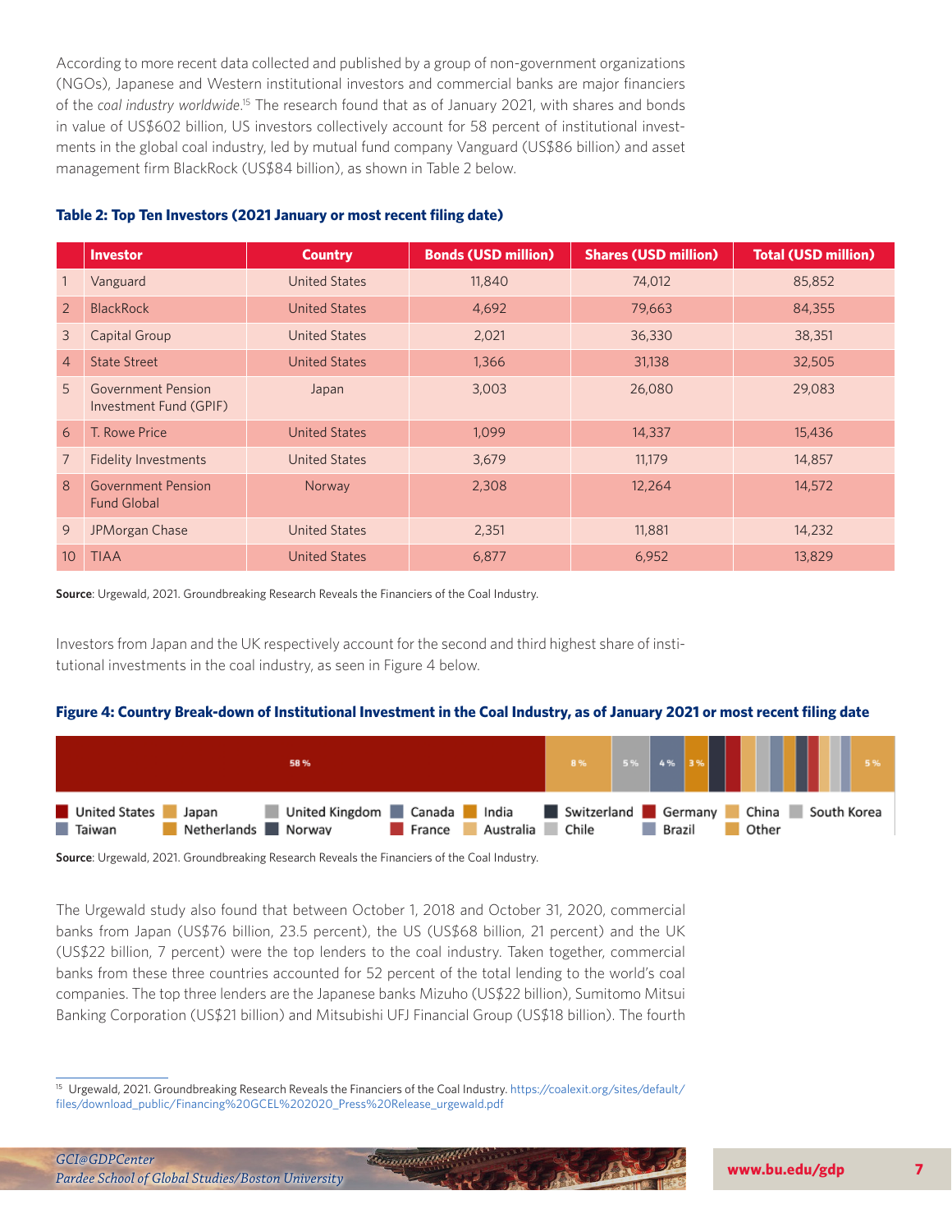According to more recent data collected and published by a group of non-government organizations (NGOs), Japanese and Western institutional investors and commercial banks are major financiers of the *coal industry worldwide*.[15] The research found that as of January 2021, with shares and bonds in value of US$602 billion, US investors collectively account for 58 percent of institutional investments in the global coal industry, led by mutual fund company Vanguard (US$86 billion) and asset management firm BlackRock (US$84 billion), as shown in Table 2 below.

**Table 2: Top Ten Investors (2021 January or most recent filing date)**

| | Investor | Country | Bonds (USD million) | Shares (USD million) | Total (USD million) |
|---|---|---|---|---|---|
| 1 | Vanguard | United States | 11,840 | 74,012 | 85,852 |
| 2 | BlackRock | United States | 4,692 | 79,663 | 84,355 |
| 3 | Capital Group | United States | 2,021 | 36,330 | 38,351 |
| 4 | State Street | United States | 1,366 | 31,138 | 32,505 |
| 5 | Government Pension Investment Fund (GPIF) | Japan | 3,003 | 26,080 | 29,083 |
| 6 | T. Rowe Price | United States | 1,099 | 14,337 | 15,436 |
| 7 | Fidelity Investments | United States | 3,679 | 11,179 | 14,857 |
| 8 | Government Pension Fund Global | Norway | 2,308 | 12,264 | 14,572 |
| 9 | JPMorgan Chase | United States | 2,351 | 11,881 | 14,232 |
| 10 | TIAA | United States | 6,877 | 6,952 | 13,829 |

**Source**: Urgewald, 2021. Groundbreaking Research Reveals the Financiers of the Coal Industry.

Investors from Japan and the UK respectively account for the second and third highest share of institutional investments in the coal industry, as seen in Figure 4 below.

**Figure 4: Country Break-down of Institutional Investment in the Coal Industry, as of January 2021 or most recent filing date**

58 % | 8 % | 5 % | 4 % | 3 % | 5 %

United States, Japan, United Kingdom, Canada, India, Switzerland, Germany, China, South Korea, Taiwan, Netherlands, Norway, France, Australia, Chile, Brazil, Other

**Source**: Urgewald, 2021. Groundbreaking Research Reveals the Financiers of the Coal Industry.

The Urgewald study also found that between October 1, 2018 and October 31, 2020, commercial banks from Japan (US$76 billion, 23.5 percent), the US (US$68 billion, 21 percent) and the UK (US$22 billion, 7 percent) were the top lenders to the coal industry. Taken together, commercial banks from these three countries accounted for 52 percent of the total lending to the world's coal companies. The top three lenders are the Japanese banks Mizuho (US$22 billion), Sumitomo Mitsui Banking Corporation (US$21 billion) and Mitsubishi UFJ Financial Group (US$18 billion). The fourth

---

[15] Urgewald, 2021. Groundbreaking Research Reveals the Financiers of the Coal Industry. https://coalexit.org/sites/default/files/download_public/Financing%20GCEL%202020_Press%20Release_urgewald.pdf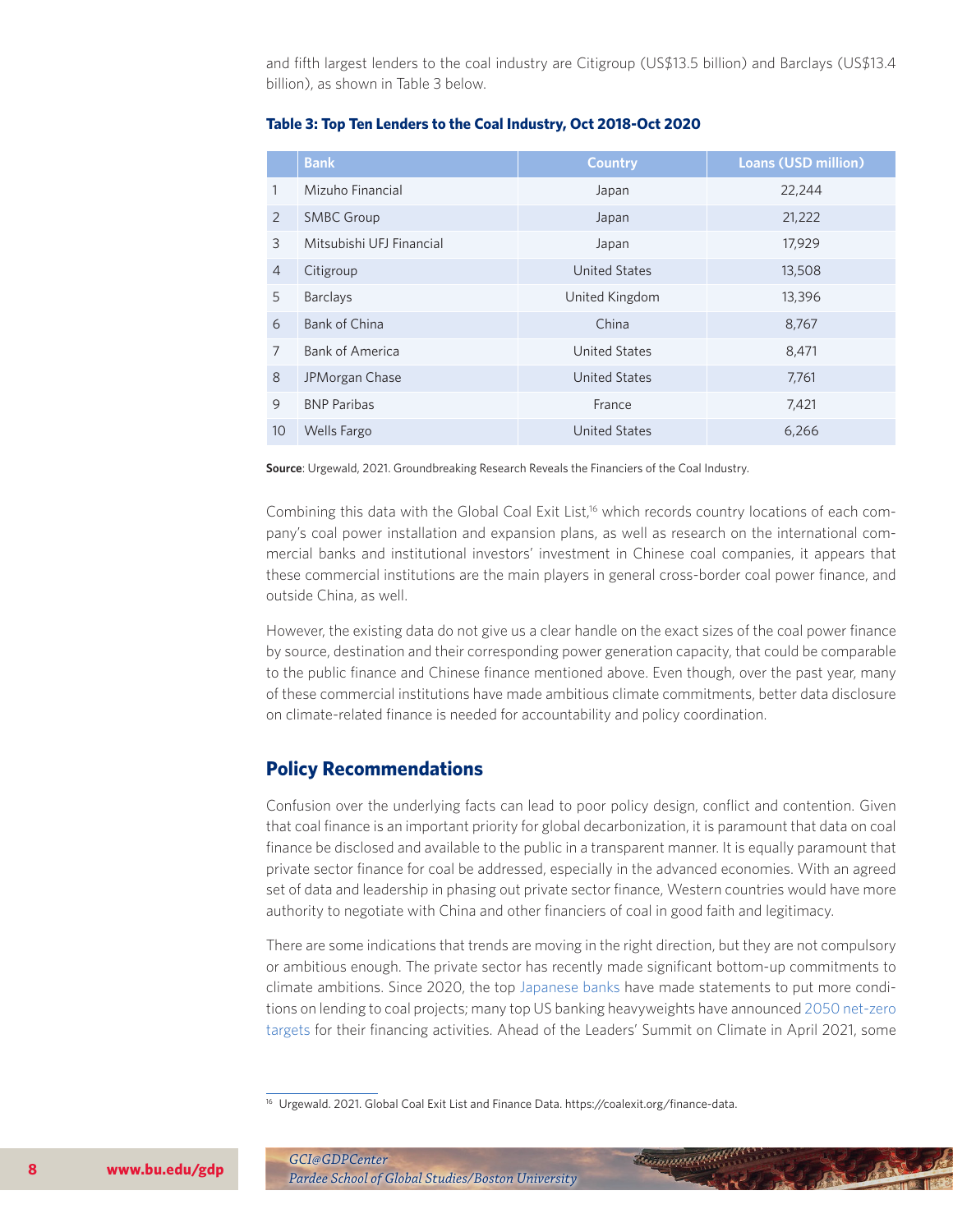and fifth largest lenders to the coal industry are Citigroup (US$13.5 billion) and Barclays (US$13.4 billion), as shown in Table 3 below.

**Table 3: Top Ten Lenders to the Coal Industry, Oct 2018-Oct 2020**

| | Bank | Country | Loans (USD million) |
|---|---|---|---|
| 1 | Mizuho Financial | Japan | 22,244 |
| 2 | SMBC Group | Japan | 21,222 |
| 3 | Mitsubishi UFJ Financial | Japan | 17,929 |
| 4 | Citigroup | United States | 13,508 |
| 5 | Barclays | United Kingdom | 13,396 |
| 6 | Bank of China | China | 8,767 |
| 7 | Bank of America | United States | 8,471 |
| 8 | JPMorgan Chase | United States | 7,761 |
| 9 | BNP Paribas | France | 7,421 |
| 10 | Wells Fargo | United States | 6,266 |

**Source**: Urgewald, 2021. Groundbreaking Research Reveals the Financiers of the Coal Industry.

Combining this data with the Global Coal Exit List,[16] which records country locations of each company's coal power installation and expansion plans, as well as research on the international commercial banks and institutional investors' investment in Chinese coal companies, it appears that these commercial institutions are the main players in general cross-border coal power finance, and outside China, as well.

However, the existing data do not give us a clear handle on the exact sizes of the coal power finance by source, destination and their corresponding power generation capacity, that could be comparable to the public finance and Chinese finance mentioned above. Even though, over the past year, many of these commercial institutions have made ambitious climate commitments, better data disclosure on climate-related finance is needed for accountability and policy coordination.

## Policy Recommendations

Confusion over the underlying facts can lead to poor policy design, conflict and contention. Given that coal finance is an important priority for global decarbonization, it is paramount that data on coal finance be disclosed and available to the public in a transparent manner. It is equally paramount that private sector finance for coal be addressed, especially in the advanced economies. With an agreed set of data and leadership in phasing out private sector finance, Western countries would have more authority to negotiate with China and other financiers of coal in good faith and legitimacy.

There are some indications that trends are moving in the right direction, but they are not compulsory or ambitious enough. The private sector has recently made significant bottom-up commitments to climate ambitions. Since 2020, the top Japanese banks have made statements to put more conditions on lending to coal projects; many top US banking heavyweights have announced 2050 net-zero targets for their financing activities. Ahead of the Leaders' Summit on Climate in April 2021, some

[16] Urgewald. 2021. Global Coal Exit List and Finance Data. https://coalexit.org/finance-data.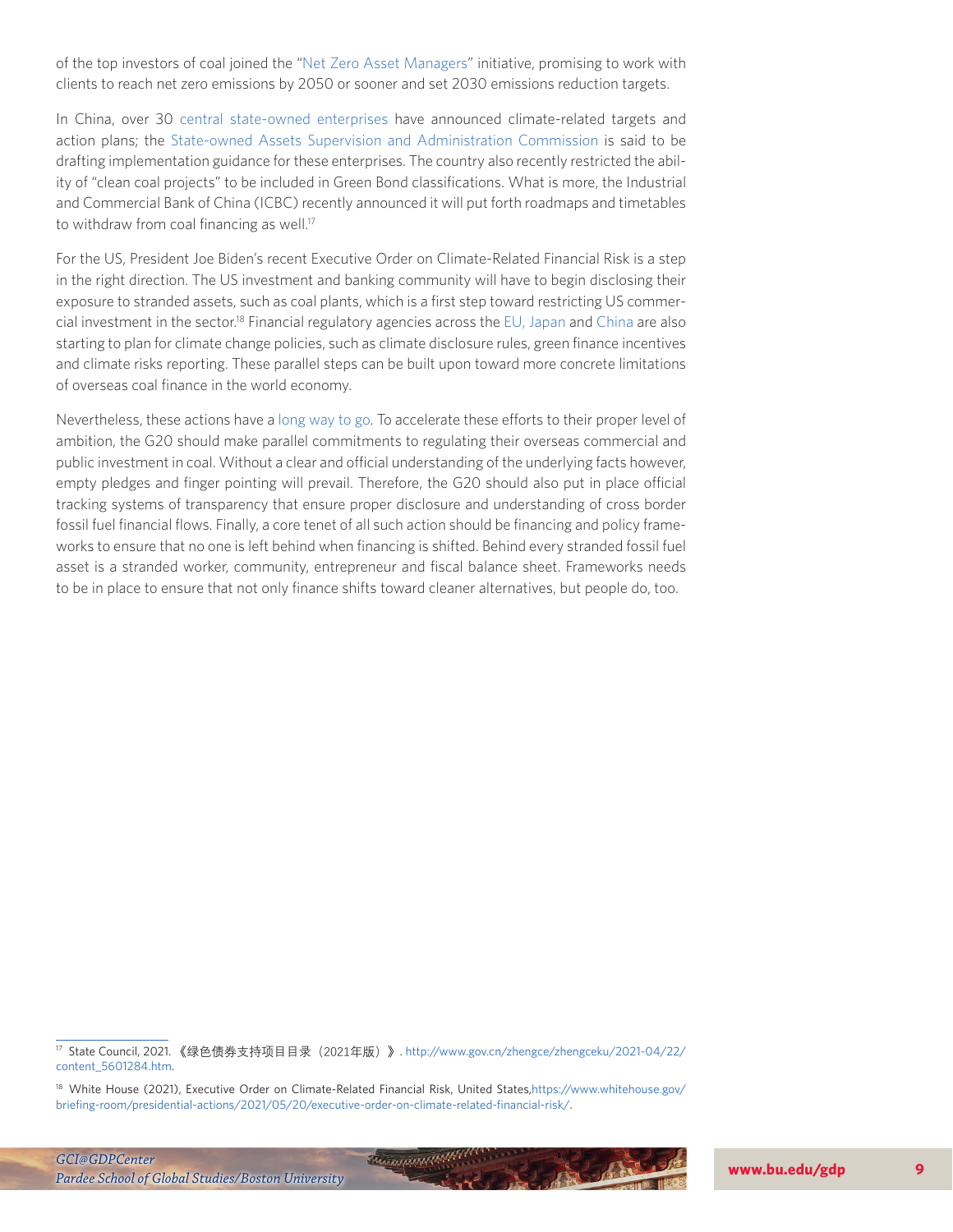of the top investors of coal joined the "Net Zero Asset Managers" initiative, promising to work with clients to reach net zero emissions by 2050 or sooner and set 2030 emissions reduction targets.

In China, over 30 central state-owned enterprises have announced climate-related targets and action plans; the State-owned Assets Supervision and Administration Commission is said to be drafting implementation guidance for these enterprises. The country also recently restricted the ability of "clean coal projects" to be included in Green Bond classifications. What is more, the Industrial and Commercial Bank of China (ICBC) recently announced it will put forth roadmaps and timetables to withdraw from coal financing as well.[17]

For the US, President Joe Biden's recent Executive Order on Climate-Related Financial Risk is a step in the right direction. The US investment and banking community will have to begin disclosing their exposure to stranded assets, such as coal plants, which is a first step toward restricting US commercial investment in the sector.[18] Financial regulatory agencies across the EU, Japan and China are also starting to plan for climate change policies, such as climate disclosure rules, green finance incentives and climate risks reporting. These parallel steps can be built upon toward more concrete limitations of overseas coal finance in the world economy.

Nevertheless, these actions have a long way to go. To accelerate these efforts to their proper level of ambition, the G20 should make parallel commitments to regulating their overseas commercial and public investment in coal. Without a clear and official understanding of the underlying facts however, empty pledges and finger pointing will prevail. Therefore, the G20 should also put in place official tracking systems of transparency that ensure proper disclosure and understanding of cross border fossil fuel financial flows. Finally, a core tenet of all such action should be financing and policy frameworks to ensure that no one is left behind when financing is shifted. Behind every stranded fossil fuel asset is a stranded worker, community, entrepreneur and fiscal balance sheet. Frameworks needs to be in place to ensure that not only finance shifts toward cleaner alternatives, but people do, too.

---

[17] State Council, 2021. 《绿色债券支持项目目录（2021年版）》. http://www.gov.cn/zhengce/zhengceku/2021-04/22/content_5601284.htm.

[18] White House (2021), Executive Order on Climate-Related Financial Risk, United States,https://www.whitehouse.gov/briefing-room/presidential-actions/2021/05/20/executive-order-on-climate-related-financial-risk/.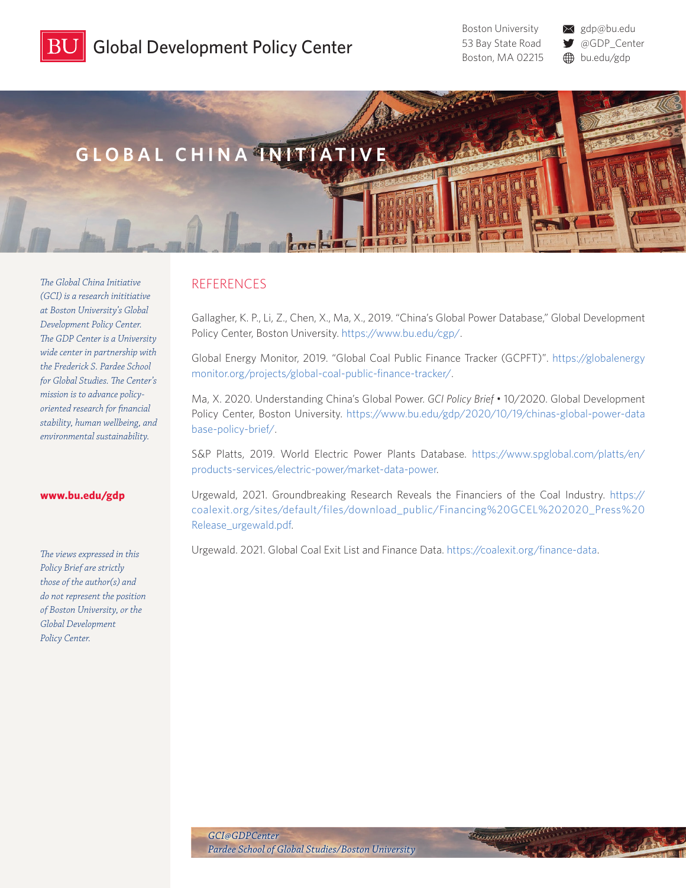## REFERENCES

Gallagher, K. P., Li, Z., Chen, X., Ma, X., 2019. "China's Global Power Database," Global Development Policy Center, Boston University. https://www.bu.edu/cgp/.

Global Energy Monitor, 2019. "Global Coal Public Finance Tracker (GCPFT)". https://globalenergymonitor.org/projects/global-coal-public-finance-tracker/.

Ma, X. 2020. Understanding China's Global Power. *GCI Policy Brief* • 10/2020. Global Development Policy Center, Boston University. https://www.bu.edu/gdp/2020/10/19/chinas-global-power-database-policy-brief/.

S&P Platts, 2019. World Electric Power Plants Database. https://www.spglobal.com/platts/en/products-services/electric-power/market-data-power.

Urgewald, 2021. Groundbreaking Research Reveals the Financiers of the Coal Industry. https://coalexit.org/sites/default/files/download_public/Financing%20GCEL%202020_Press%20Release_urgewald.pdf.

Urgewald. 2021. Global Coal Exit List and Finance Data. https://coalexit.org/finance-data.

*The Global China Initiative (GCI) is a research inititiative at Boston University's Global Development Policy Center. The GDP Center is a University wide center in partnership with the Frederick S. Pardee School for Global Studies. The Center's mission is to advance policy-oriented research for financial stability, human wellbeing, and environmental sustainability.*

**www.bu.edu/gdp**

*The views expressed in this Policy Brief are strictly those of the author(s) and do not represent the position of Boston University, or the Global Development Policy Center.*

*GCI@GDPCenter*
*Pardee School of Global Studies/Boston University*